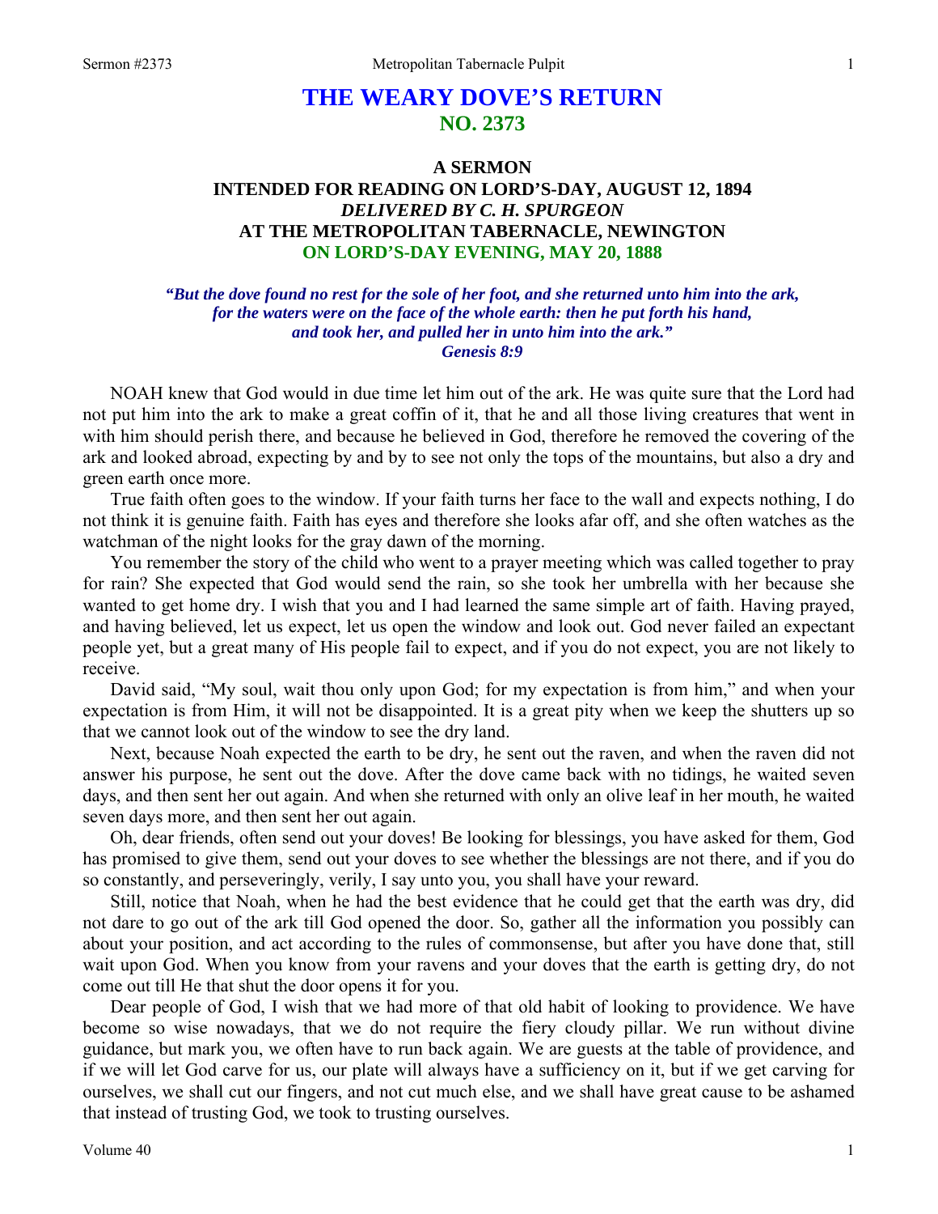# THE WEARY DOVE'S RETURN
## NO. 2373

### A SERMON
### INTENDED FOR READING ON LORD'S-DAY, AUGUST 12, 1894
### *DELIVERED BY C. H. SPURGEON*
### AT THE METROPOLITAN TABERNACLE, NEWINGTON
### ON LORD'S-DAY EVENING, MAY 20, 1888

***"But the dove found no rest for the sole of her foot, and she returned unto him into the ark, for the waters were on the face of the whole earth: then he put forth his hand, and took her, and pulled her in unto him into the ark." Genesis 8:9***

NOAH knew that God would in due time let him out of the ark. He was quite sure that the Lord had not put him into the ark to make a great coffin of it, that he and all those living creatures that went in with him should perish there, and because he believed in God, therefore he removed the covering of the ark and looked abroad, expecting by and by to see not only the tops of the mountains, but also a dry and green earth once more.

True faith often goes to the window. If your faith turns her face to the wall and expects nothing, I do not think it is genuine faith. Faith has eyes and therefore she looks afar off, and she often watches as the watchman of the night looks for the gray dawn of the morning.

You remember the story of the child who went to a prayer meeting which was called together to pray for rain? She expected that God would send the rain, so she took her umbrella with her because she wanted to get home dry. I wish that you and I had learned the same simple art of faith. Having prayed, and having believed, let us expect, let us open the window and look out. God never failed an expectant people yet, but a great many of His people fail to expect, and if you do not expect, you are not likely to receive.

David said, "My soul, wait thou only upon God; for my expectation is from him," and when your expectation is from Him, it will not be disappointed. It is a great pity when we keep the shutters up so that we cannot look out of the window to see the dry land.

Next, because Noah expected the earth to be dry, he sent out the raven, and when the raven did not answer his purpose, he sent out the dove. After the dove came back with no tidings, he waited seven days, and then sent her out again. And when she returned with only an olive leaf in her mouth, he waited seven days more, and then sent her out again.

Oh, dear friends, often send out your doves! Be looking for blessings, you have asked for them, God has promised to give them, send out your doves to see whether the blessings are not there, and if you do so constantly, and perseveringly, verily, I say unto you, you shall have your reward.

Still, notice that Noah, when he had the best evidence that he could get that the earth was dry, did not dare to go out of the ark till God opened the door. So, gather all the information you possibly can about your position, and act according to the rules of commonsense, but after you have done that, still wait upon God. When you know from your ravens and your doves that the earth is getting dry, do not come out till He that shut the door opens it for you.

Dear people of God, I wish that we had more of that old habit of looking to providence. We have become so wise nowadays, that we do not require the fiery cloudy pillar. We run without divine guidance, but mark you, we often have to run back again. We are guests at the table of providence, and if we will let God carve for us, our plate will always have a sufficiency on it, but if we get carving for ourselves, we shall cut our fingers, and not cut much else, and we shall have great cause to be ashamed that instead of trusting God, we took to trusting ourselves.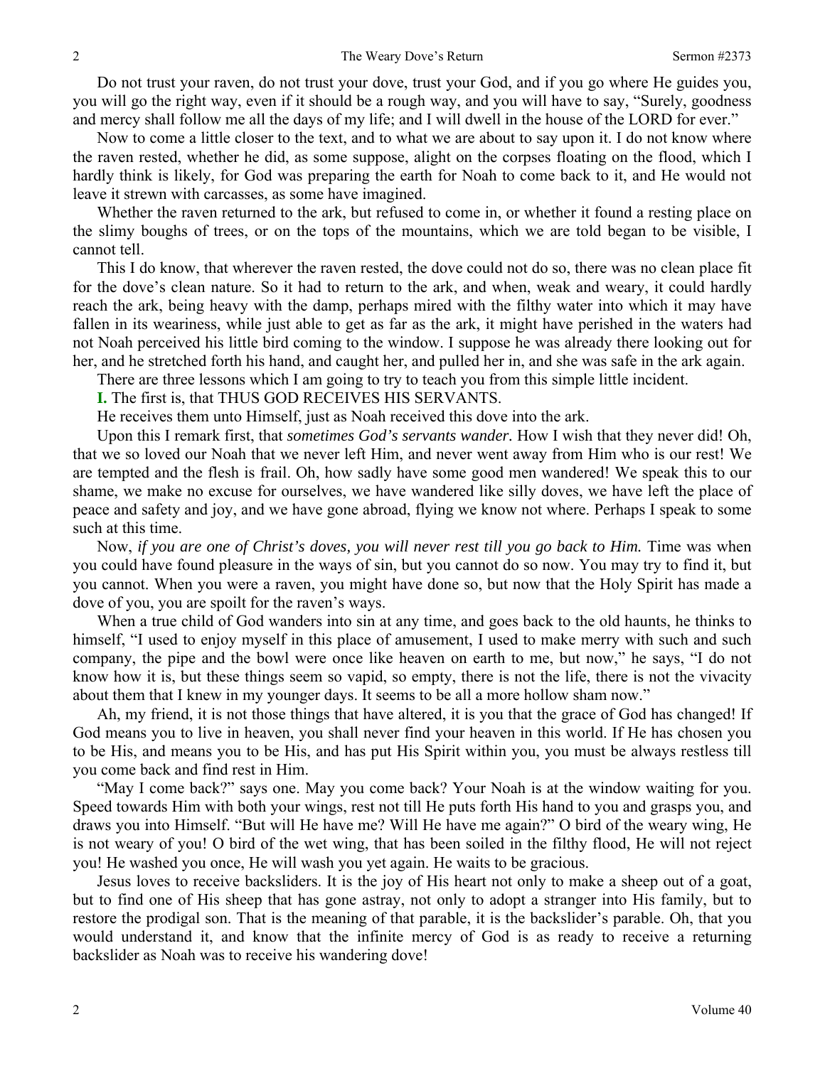Do not trust your raven, do not trust your dove, trust your God, and if you go where He guides you, you will go the right way, even if it should be a rough way, and you will have to say, "Surely, goodness and mercy shall follow me all the days of my life; and I will dwell in the house of the LORD for ever."

Now to come a little closer to the text, and to what we are about to say upon it. I do not know where the raven rested, whether he did, as some suppose, alight on the corpses floating on the flood, which I hardly think is likely, for God was preparing the earth for Noah to come back to it, and He would not leave it strewn with carcasses, as some have imagined.

Whether the raven returned to the ark, but refused to come in, or whether it found a resting place on the slimy boughs of trees, or on the tops of the mountains, which we are told began to be visible, I cannot tell.

This I do know, that wherever the raven rested, the dove could not do so, there was no clean place fit for the dove's clean nature. So it had to return to the ark, and when, weak and weary, it could hardly reach the ark, being heavy with the damp, perhaps mired with the filthy water into which it may have fallen in its weariness, while just able to get as far as the ark, it might have perished in the waters had not Noah perceived his little bird coming to the window. I suppose he was already there looking out for her, and he stretched forth his hand, and caught her, and pulled her in, and she was safe in the ark again.

There are three lessons which I am going to try to teach you from this simple little incident.

**I.** The first is, that THUS GOD RECEIVES HIS SERVANTS.

He receives them unto Himself, just as Noah received this dove into the ark.

Upon this I remark first, that *sometimes God's servants wander.* How I wish that they never did! Oh, that we so loved our Noah that we never left Him, and never went away from Him who is our rest! We are tempted and the flesh is frail. Oh, how sadly have some good men wandered! We speak this to our shame, we make no excuse for ourselves, we have wandered like silly doves, we have left the place of peace and safety and joy, and we have gone abroad, flying we know not where. Perhaps I speak to some such at this time.

Now, *if you are one of Christ's doves, you will never rest till you go back to Him.* Time was when you could have found pleasure in the ways of sin, but you cannot do so now. You may try to find it, but you cannot. When you were a raven, you might have done so, but now that the Holy Spirit has made a dove of you, you are spoilt for the raven's ways.

When a true child of God wanders into sin at any time, and goes back to the old haunts, he thinks to himself, "I used to enjoy myself in this place of amusement, I used to make merry with such and such company, the pipe and the bowl were once like heaven on earth to me, but now," he says, "I do not know how it is, but these things seem so vapid, so empty, there is not the life, there is not the vivacity about them that I knew in my younger days. It seems to be all a more hollow sham now."

Ah, my friend, it is not those things that have altered, it is you that the grace of God has changed! If God means you to live in heaven, you shall never find your heaven in this world. If He has chosen you to be His, and means you to be His, and has put His Spirit within you, you must be always restless till you come back and find rest in Him.

"May I come back?" says one. May you come back? Your Noah is at the window waiting for you. Speed towards Him with both your wings, rest not till He puts forth His hand to you and grasps you, and draws you into Himself. "But will He have me? Will He have me again?" O bird of the weary wing, He is not weary of you! O bird of the wet wing, that has been soiled in the filthy flood, He will not reject you! He washed you once, He will wash you yet again. He waits to be gracious.

Jesus loves to receive backsliders. It is the joy of His heart not only to make a sheep out of a goat, but to find one of His sheep that has gone astray, not only to adopt a stranger into His family, but to restore the prodigal son. That is the meaning of that parable, it is the backslider's parable. Oh, that you would understand it, and know that the infinite mercy of God is as ready to receive a returning backslider as Noah was to receive his wandering dove!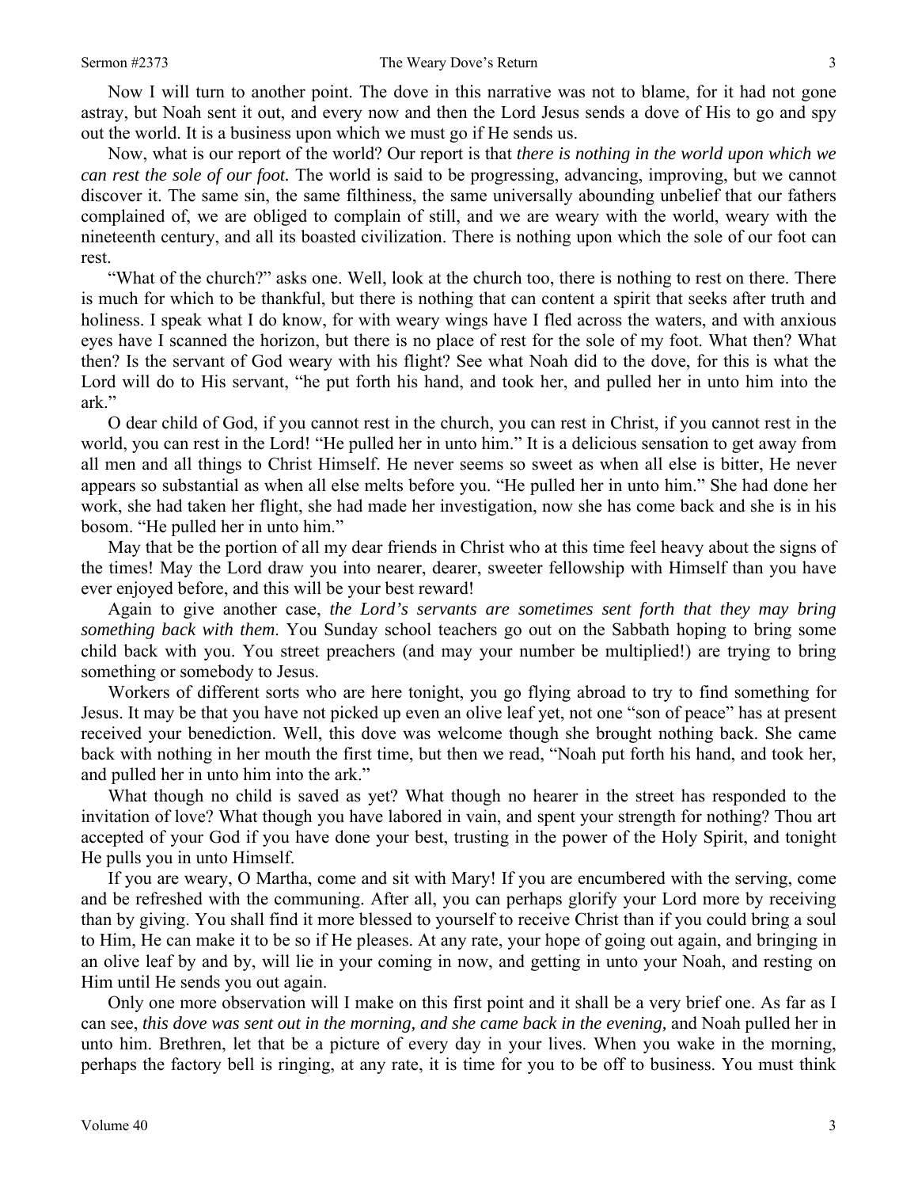Now I will turn to another point. The dove in this narrative was not to blame, for it had not gone astray, but Noah sent it out, and every now and then the Lord Jesus sends a dove of His to go and spy out the world. It is a business upon which we must go if He sends us.

Now, what is our report of the world? Our report is that *there is nothing in the world upon which we can rest the sole of our foot.* The world is said to be progressing, advancing, improving, but we cannot discover it. The same sin, the same filthiness, the same universally abounding unbelief that our fathers complained of, we are obliged to complain of still, and we are weary with the world, weary with the nineteenth century, and all its boasted civilization. There is nothing upon which the sole of our foot can rest.

"What of the church?" asks one. Well, look at the church too, there is nothing to rest on there. There is much for which to be thankful, but there is nothing that can content a spirit that seeks after truth and holiness. I speak what I do know, for with weary wings have I fled across the waters, and with anxious eyes have I scanned the horizon, but there is no place of rest for the sole of my foot. What then? What then? Is the servant of God weary with his flight? See what Noah did to the dove, for this is what the Lord will do to His servant, "he put forth his hand, and took her, and pulled her in unto him into the ark."

O dear child of God, if you cannot rest in the church, you can rest in Christ, if you cannot rest in the world, you can rest in the Lord! "He pulled her in unto him." It is a delicious sensation to get away from all men and all things to Christ Himself. He never seems so sweet as when all else is bitter, He never appears so substantial as when all else melts before you. "He pulled her in unto him." She had done her work, she had taken her flight, she had made her investigation, now she has come back and she is in his bosom. "He pulled her in unto him."

May that be the portion of all my dear friends in Christ who at this time feel heavy about the signs of the times! May the Lord draw you into nearer, dearer, sweeter fellowship with Himself than you have ever enjoyed before, and this will be your best reward!

Again to give another case, *the Lord's servants are sometimes sent forth that they may bring something back with them*. You Sunday school teachers go out on the Sabbath hoping to bring some child back with you. You street preachers (and may your number be multiplied!) are trying to bring something or somebody to Jesus.

Workers of different sorts who are here tonight, you go flying abroad to try to find something for Jesus. It may be that you have not picked up even an olive leaf yet, not one "son of peace" has at present received your benediction. Well, this dove was welcome though she brought nothing back. She came back with nothing in her mouth the first time, but then we read, "Noah put forth his hand, and took her, and pulled her in unto him into the ark."

What though no child is saved as yet? What though no hearer in the street has responded to the invitation of love? What though you have labored in vain, and spent your strength for nothing? Thou art accepted of your God if you have done your best, trusting in the power of the Holy Spirit, and tonight He pulls you in unto Himself.

If you are weary, O Martha, come and sit with Mary! If you are encumbered with the serving, come and be refreshed with the communing. After all, you can perhaps glorify your Lord more by receiving than by giving. You shall find it more blessed to yourself to receive Christ than if you could bring a soul to Him, He can make it to be so if He pleases. At any rate, your hope of going out again, and bringing in an olive leaf by and by, will lie in your coming in now, and getting in unto your Noah, and resting on Him until He sends you out again.

Only one more observation will I make on this first point and it shall be a very brief one. As far as I can see, *this dove was sent out in the morning, and she came back in the evening,* and Noah pulled her in unto him. Brethren, let that be a picture of every day in your lives. When you wake in the morning, perhaps the factory bell is ringing, at any rate, it is time for you to be off to business. You must think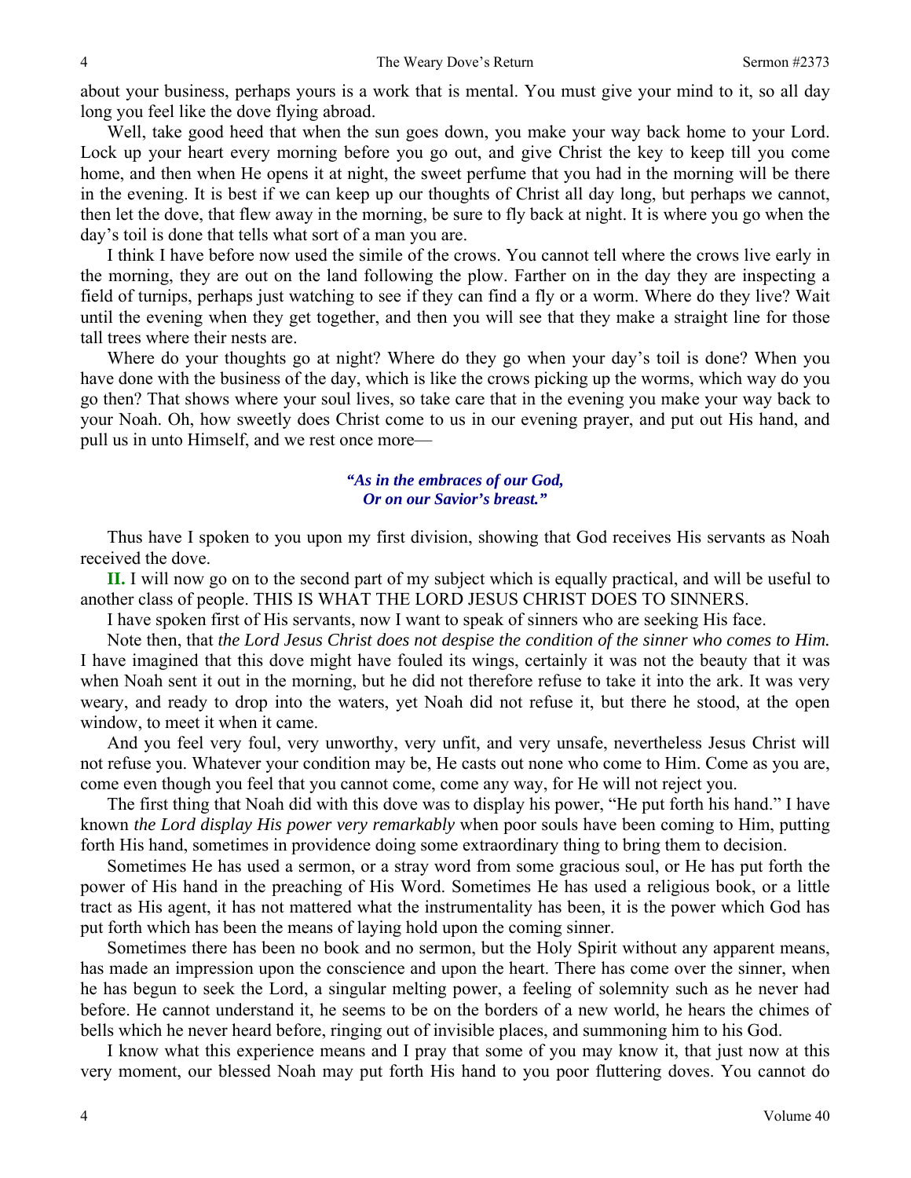about your business, perhaps yours is a work that is mental. You must give your mind to it, so all day long you feel like the dove flying abroad.

Well, take good heed that when the sun goes down, you make your way back home to your Lord. Lock up your heart every morning before you go out, and give Christ the key to keep till you come home, and then when He opens it at night, the sweet perfume that you had in the morning will be there in the evening. It is best if we can keep up our thoughts of Christ all day long, but perhaps we cannot, then let the dove, that flew away in the morning, be sure to fly back at night. It is where you go when the day's toil is done that tells what sort of a man you are.

I think I have before now used the simile of the crows. You cannot tell where the crows live early in the morning, they are out on the land following the plow. Farther on in the day they are inspecting a field of turnips, perhaps just watching to see if they can find a fly or a worm. Where do they live? Wait until the evening when they get together, and then you will see that they make a straight line for those tall trees where their nests are.

Where do your thoughts go at night? Where do they go when your day's toil is done? When you have done with the business of the day, which is like the crows picking up the worms, which way do you go then? That shows where your soul lives, so take care that in the evening you make your way back to your Noah. Oh, how sweetly does Christ come to us in our evening prayer, and put out His hand, and pull us in unto Himself, and we rest once more—

> ***"As in the embraces of our God,***
> ***Or on our Savior's breast."***

Thus have I spoken to you upon my first division, showing that God receives His servants as Noah received the dove.

**II.** I will now go on to the second part of my subject which is equally practical, and will be useful to another class of people. THIS IS WHAT THE LORD JESUS CHRIST DOES TO SINNERS.

I have spoken first of His servants, now I want to speak of sinners who are seeking His face.

Note then, that *the Lord Jesus Christ does not despise the condition of the sinner who comes to Him.* I have imagined that this dove might have fouled its wings, certainly it was not the beauty that it was when Noah sent it out in the morning, but he did not therefore refuse to take it into the ark. It was very weary, and ready to drop into the waters, yet Noah did not refuse it, but there he stood, at the open window, to meet it when it came.

And you feel very foul, very unworthy, very unfit, and very unsafe, nevertheless Jesus Christ will not refuse you. Whatever your condition may be, He casts out none who come to Him. Come as you are, come even though you feel that you cannot come, come any way, for He will not reject you.

The first thing that Noah did with this dove was to display his power, "He put forth his hand." I have known *the Lord display His power very remarkably* when poor souls have been coming to Him, putting forth His hand, sometimes in providence doing some extraordinary thing to bring them to decision.

Sometimes He has used a sermon, or a stray word from some gracious soul, or He has put forth the power of His hand in the preaching of His Word. Sometimes He has used a religious book, or a little tract as His agent, it has not mattered what the instrumentality has been, it is the power which God has put forth which has been the means of laying hold upon the coming sinner.

Sometimes there has been no book and no sermon, but the Holy Spirit without any apparent means, has made an impression upon the conscience and upon the heart. There has come over the sinner, when he has begun to seek the Lord, a singular melting power, a feeling of solemnity such as he never had before. He cannot understand it, he seems to be on the borders of a new world, he hears the chimes of bells which he never heard before, ringing out of invisible places, and summoning him to his God.

I know what this experience means and I pray that some of you may know it, that just now at this very moment, our blessed Noah may put forth His hand to you poor fluttering doves. You cannot do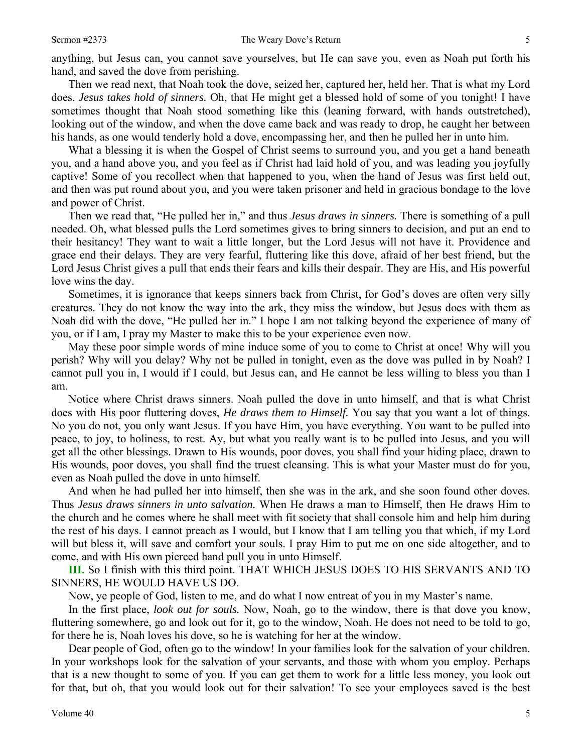anything, but Jesus can, you cannot save yourselves, but He can save you, even as Noah put forth his hand, and saved the dove from perishing.

Then we read next, that Noah took the dove, seized her, captured her, held her. That is what my Lord does. *Jesus takes hold of sinners.* Oh, that He might get a blessed hold of some of you tonight! I have sometimes thought that Noah stood something like this (leaning forward, with hands outstretched), looking out of the window, and when the dove came back and was ready to drop, he caught her between his hands, as one would tenderly hold a dove, encompassing her, and then he pulled her in unto him.

What a blessing it is when the Gospel of Christ seems to surround you, and you get a hand beneath you, and a hand above you, and you feel as if Christ had laid hold of you, and was leading you joyfully captive! Some of you recollect when that happened to you, when the hand of Jesus was first held out, and then was put round about you, and you were taken prisoner and held in gracious bondage to the love and power of Christ.

Then we read that, "He pulled her in," and thus *Jesus draws in sinners.* There is something of a pull needed. Oh, what blessed pulls the Lord sometimes gives to bring sinners to decision, and put an end to their hesitancy! They want to wait a little longer, but the Lord Jesus will not have it. Providence and grace end their delays. They are very fearful, fluttering like this dove, afraid of her best friend, but the Lord Jesus Christ gives a pull that ends their fears and kills their despair. They are His, and His powerful love wins the day.

Sometimes, it is ignorance that keeps sinners back from Christ, for God's doves are often very silly creatures. They do not know the way into the ark, they miss the window, but Jesus does with them as Noah did with the dove, "He pulled her in." I hope I am not talking beyond the experience of many of you, or if I am, I pray my Master to make this to be your experience even now.

May these poor simple words of mine induce some of you to come to Christ at once! Why will you perish? Why will you delay? Why not be pulled in tonight, even as the dove was pulled in by Noah? I cannot pull you in, I would if I could, but Jesus can, and He cannot be less willing to bless you than I am.

Notice where Christ draws sinners. Noah pulled the dove in unto himself, and that is what Christ does with His poor fluttering doves, *He draws them to Himself.* You say that you want a lot of things. No you do not, you only want Jesus. If you have Him, you have everything. You want to be pulled into peace, to joy, to holiness, to rest. Ay, but what you really want is to be pulled into Jesus, and you will get all the other blessings. Drawn to His wounds, poor doves, you shall find your hiding place, drawn to His wounds, poor doves, you shall find the truest cleansing. This is what your Master must do for you, even as Noah pulled the dove in unto himself.

And when he had pulled her into himself, then she was in the ark, and she soon found other doves. Thus *Jesus draws sinners in unto salvation.* When He draws a man to Himself, then He draws Him to the church and he comes where he shall meet with fit society that shall console him and help him during the rest of his days. I cannot preach as I would, but I know that I am telling you that which, if my Lord will but bless it, will save and comfort your souls. I pray Him to put me on one side altogether, and to come, and with His own pierced hand pull you in unto Himself.

**III.** So I finish with this third point. THAT WHICH JESUS DOES TO HIS SERVANTS AND TO SINNERS, HE WOULD HAVE US DO.

Now, ye people of God, listen to me, and do what I now entreat of you in my Master's name.

In the first place, *look out for souls.* Now, Noah, go to the window, there is that dove you know, fluttering somewhere, go and look out for it, go to the window, Noah. He does not need to be told to go, for there he is, Noah loves his dove, so he is watching for her at the window.

Dear people of God, often go to the window! In your families look for the salvation of your children. In your workshops look for the salvation of your servants, and those with whom you employ. Perhaps that is a new thought to some of you. If you can get them to work for a little less money, you look out for that, but oh, that you would look out for their salvation! To see your employees saved is the best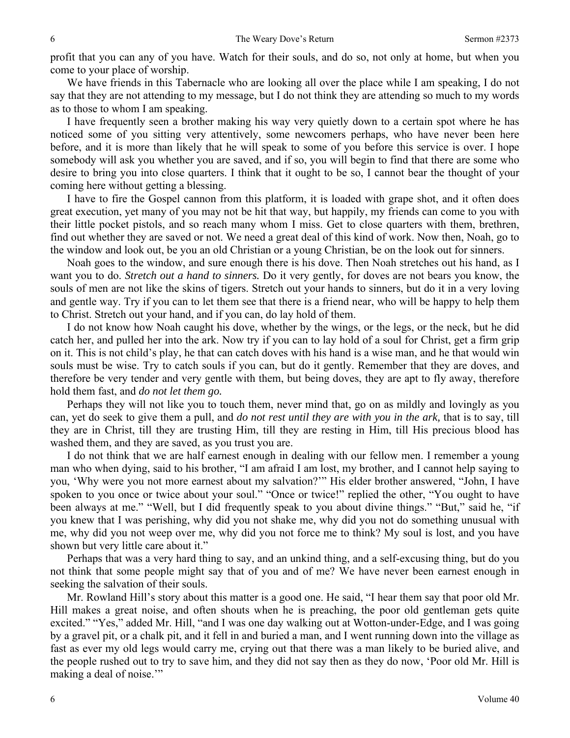profit that you can any of you have. Watch for their souls, and do so, not only at home, but when you come to your place of worship.

We have friends in this Tabernacle who are looking all over the place while I am speaking, I do not say that they are not attending to my message, but I do not think they are attending so much to my words as to those to whom I am speaking.

I have frequently seen a brother making his way very quietly down to a certain spot where he has noticed some of you sitting very attentively, some newcomers perhaps, who have never been here before, and it is more than likely that he will speak to some of you before this service is over. I hope somebody will ask you whether you are saved, and if so, you will begin to find that there are some who desire to bring you into close quarters. I think that it ought to be so, I cannot bear the thought of your coming here without getting a blessing.

I have to fire the Gospel cannon from this platform, it is loaded with grape shot, and it often does great execution, yet many of you may not be hit that way, but happily, my friends can come to you with their little pocket pistols, and so reach many whom I miss. Get to close quarters with them, brethren, find out whether they are saved or not. We need a great deal of this kind of work. Now then, Noah, go to the window and look out, be you an old Christian or a young Christian, be on the look out for sinners.

Noah goes to the window, and sure enough there is his dove. Then Noah stretches out his hand, as I want you to do. *Stretch out a hand to sinners.* Do it very gently, for doves are not bears you know, the souls of men are not like the skins of tigers. Stretch out your hands to sinners, but do it in a very loving and gentle way. Try if you can to let them see that there is a friend near, who will be happy to help them to Christ. Stretch out your hand, and if you can, do lay hold of them.

I do not know how Noah caught his dove, whether by the wings, or the legs, or the neck, but he did catch her, and pulled her into the ark. Now try if you can to lay hold of a soul for Christ, get a firm grip on it. This is not child's play, he that can catch doves with his hand is a wise man, and he that would win souls must be wise. Try to catch souls if you can, but do it gently. Remember that they are doves, and therefore be very tender and very gentle with them, but being doves, they are apt to fly away, therefore hold them fast, and *do not let them go.*

Perhaps they will not like you to touch them, never mind that, go on as mildly and lovingly as you can, yet do seek to give them a pull, and *do not rest until they are with you in the ark,* that is to say, till they are in Christ, till they are trusting Him, till they are resting in Him, till His precious blood has washed them, and they are saved, as you trust you are.

I do not think that we are half earnest enough in dealing with our fellow men. I remember a young man who when dying, said to his brother, "I am afraid I am lost, my brother, and I cannot help saying to you, 'Why were you not more earnest about my salvation?'" His elder brother answered, "John, I have spoken to you once or twice about your soul." "Once or twice!" replied the other, "You ought to have been always at me." "Well, but I did frequently speak to you about divine things." "But," said he, "if you knew that I was perishing, why did you not shake me, why did you not do something unusual with me, why did you not weep over me, why did you not force me to think? My soul is lost, and you have shown but very little care about it."

Perhaps that was a very hard thing to say, and an unkind thing, and a self-excusing thing, but do you not think that some people might say that of you and of me? We have never been earnest enough in seeking the salvation of their souls.

Mr. Rowland Hill's story about this matter is a good one. He said, "I hear them say that poor old Mr. Hill makes a great noise, and often shouts when he is preaching, the poor old gentleman gets quite excited." "Yes," added Mr. Hill, "and I was one day walking out at Wotton-under-Edge, and I was going by a gravel pit, or a chalk pit, and it fell in and buried a man, and I went running down into the village as fast as ever my old legs would carry me, crying out that there was a man likely to be buried alive, and the people rushed out to try to save him, and they did not say then as they do now, 'Poor old Mr. Hill is making a deal of noise.'"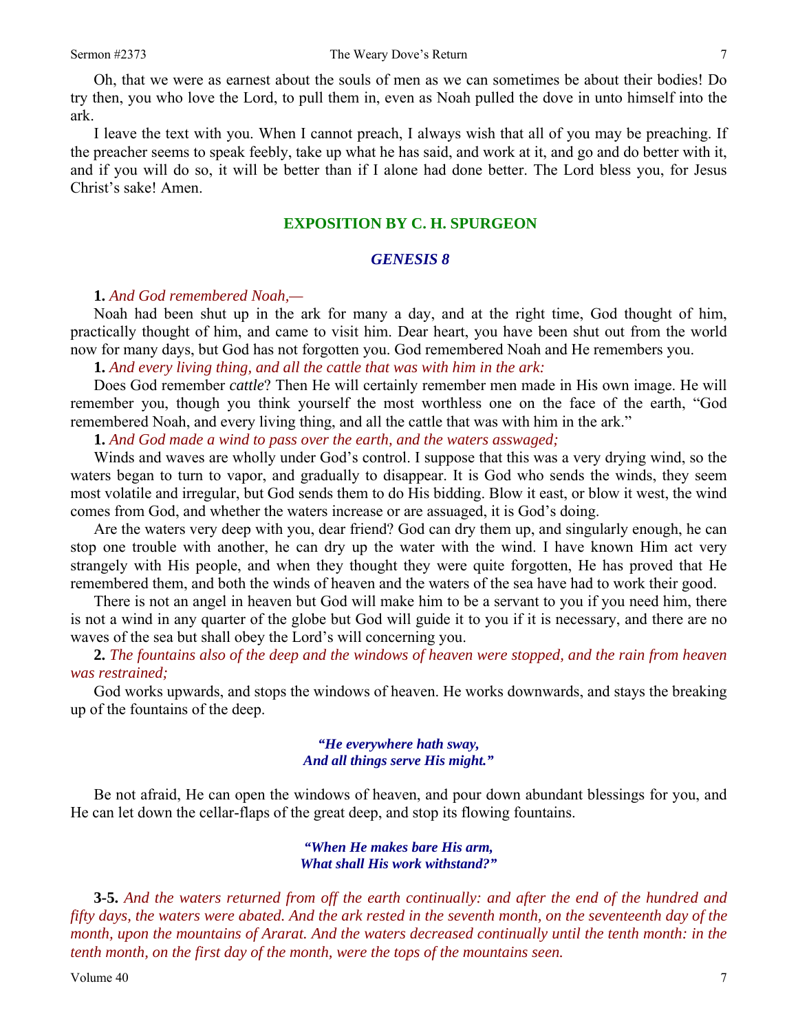Oh, that we were as earnest about the souls of men as we can sometimes be about their bodies! Do try then, you who love the Lord, to pull them in, even as Noah pulled the dove in unto himself into the ark.

I leave the text with you. When I cannot preach, I always wish that all of you may be preaching. If the preacher seems to speak feebly, take up what he has said, and work at it, and go and do better with it, and if you will do so, it will be better than if I alone had done better. The Lord bless you, for Jesus Christ's sake! Amen.

## EXPOSITION BY C. H. SPURGEON

### *GENESIS 8*

**1.** *And God remembered Noah,—*

Noah had been shut up in the ark for many a day, and at the right time, God thought of him, practically thought of him, and came to visit him. Dear heart, you have been shut out from the world now for many days, but God has not forgotten you. God remembered Noah and He remembers you.

**1.** *And every living thing, and all the cattle that was with him in the ark:*

Does God remember *cattle*? Then He will certainly remember men made in His own image. He will remember you, though you think yourself the most worthless one on the face of the earth, "God remembered Noah, and every living thing, and all the cattle that was with him in the ark."

**1.** *And God made a wind to pass over the earth, and the waters asswaged;*

Winds and waves are wholly under God's control. I suppose that this was a very drying wind, so the waters began to turn to vapor, and gradually to disappear. It is God who sends the winds, they seem most volatile and irregular, but God sends them to do His bidding. Blow it east, or blow it west, the wind comes from God, and whether the waters increase or are assuaged, it is God's doing.

Are the waters very deep with you, dear friend? God can dry them up, and singularly enough, he can stop one trouble with another, he can dry up the water with the wind. I have known Him act very strangely with His people, and when they thought they were quite forgotten, He has proved that He remembered them, and both the winds of heaven and the waters of the sea have had to work their good.

There is not an angel in heaven but God will make him to be a servant to you if you need him, there is not a wind in any quarter of the globe but God will guide it to you if it is necessary, and there are no waves of the sea but shall obey the Lord's will concerning you.

**2.** *The fountains also of the deep and the windows of heaven were stopped, and the rain from heaven was restrained;*

God works upwards, and stops the windows of heaven. He works downwards, and stays the breaking up of the fountains of the deep.

> ***"He everywhere hath sway,***
> ***And all things serve His might."***

Be not afraid, He can open the windows of heaven, and pour down abundant blessings for you, and He can let down the cellar-flaps of the great deep, and stop its flowing fountains.

> ***"When He makes bare His arm,***
> ***What shall His work withstand?"***

**3-5.** *And the waters returned from off the earth continually: and after the end of the hundred and fifty days, the waters were abated. And the ark rested in the seventh month, on the seventeenth day of the month, upon the mountains of Ararat. And the waters decreased continually until the tenth month: in the tenth month, on the first day of the month, were the tops of the mountains seen.*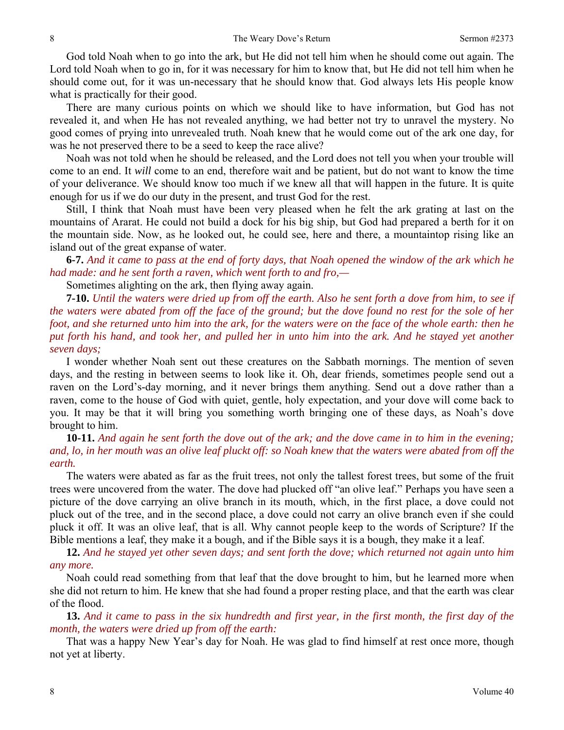God told Noah when to go into the ark, but He did not tell him when he should come out again. The Lord told Noah when to go in, for it was necessary for him to know that, but He did not tell him when he should come out, for it was un-necessary that he should know that. God always lets His people know what is practically for their good.

There are many curious points on which we should like to have information, but God has not revealed it, and when He has not revealed anything, we had better not try to unravel the mystery. No good comes of prying into unrevealed truth. Noah knew that he would come out of the ark one day, for was he not preserved there to be a seed to keep the race alive?

Noah was not told when he should be released, and the Lord does not tell you when your trouble will come to an end. It *will* come to an end, therefore wait and be patient, but do not want to know the time of your deliverance. We should know too much if we knew all that will happen in the future. It is quite enough for us if we do our duty in the present, and trust God for the rest.

Still, I think that Noah must have been very pleased when he felt the ark grating at last on the mountains of Ararat. He could not build a dock for his big ship, but God had prepared a berth for it on the mountain side. Now, as he looked out, he could see, here and there, a mountaintop rising like an island out of the great expanse of water.

**6-7.** *And it came to pass at the end of forty days, that Noah opened the window of the ark which he had made: and he sent forth a raven, which went forth to and fro,—*

Sometimes alighting on the ark, then flying away again.

**7-10.** *Until the waters were dried up from off the earth. Also he sent forth a dove from him, to see if the waters were abated from off the face of the ground; but the dove found no rest for the sole of her foot, and she returned unto him into the ark, for the waters were on the face of the whole earth: then he put forth his hand, and took her, and pulled her in unto him into the ark. And he stayed yet another seven days;*

I wonder whether Noah sent out these creatures on the Sabbath mornings. The mention of seven days, and the resting in between seems to look like it. Oh, dear friends, sometimes people send out a raven on the Lord's-day morning, and it never brings them anything. Send out a dove rather than a raven, come to the house of God with quiet, gentle, holy expectation, and your dove will come back to you. It may be that it will bring you something worth bringing one of these days, as Noah's dove brought to him.

**10-11.** *And again he sent forth the dove out of the ark; and the dove came in to him in the evening; and, lo, in her mouth was an olive leaf pluckt off: so Noah knew that the waters were abated from off the earth.*

The waters were abated as far as the fruit trees, not only the tallest forest trees, but some of the fruit trees were uncovered from the water. The dove had plucked off "an olive leaf." Perhaps you have seen a picture of the dove carrying an olive branch in its mouth, which, in the first place, a dove could not pluck out of the tree, and in the second place, a dove could not carry an olive branch even if she could pluck it off. It was an olive leaf, that is all. Why cannot people keep to the words of Scripture? If the Bible mentions a leaf, they make it a bough, and if the Bible says it is a bough, they make it a leaf.

**12.** *And he stayed yet other seven days; and sent forth the dove; which returned not again unto him any more.*

Noah could read something from that leaf that the dove brought to him, but he learned more when she did not return to him. He knew that she had found a proper resting place, and that the earth was clear of the flood.

**13.** *And it came to pass in the six hundredth and first year, in the first month, the first day of the month, the waters were dried up from off the earth:*

That was a happy New Year's day for Noah. He was glad to find himself at rest once more, though not yet at liberty.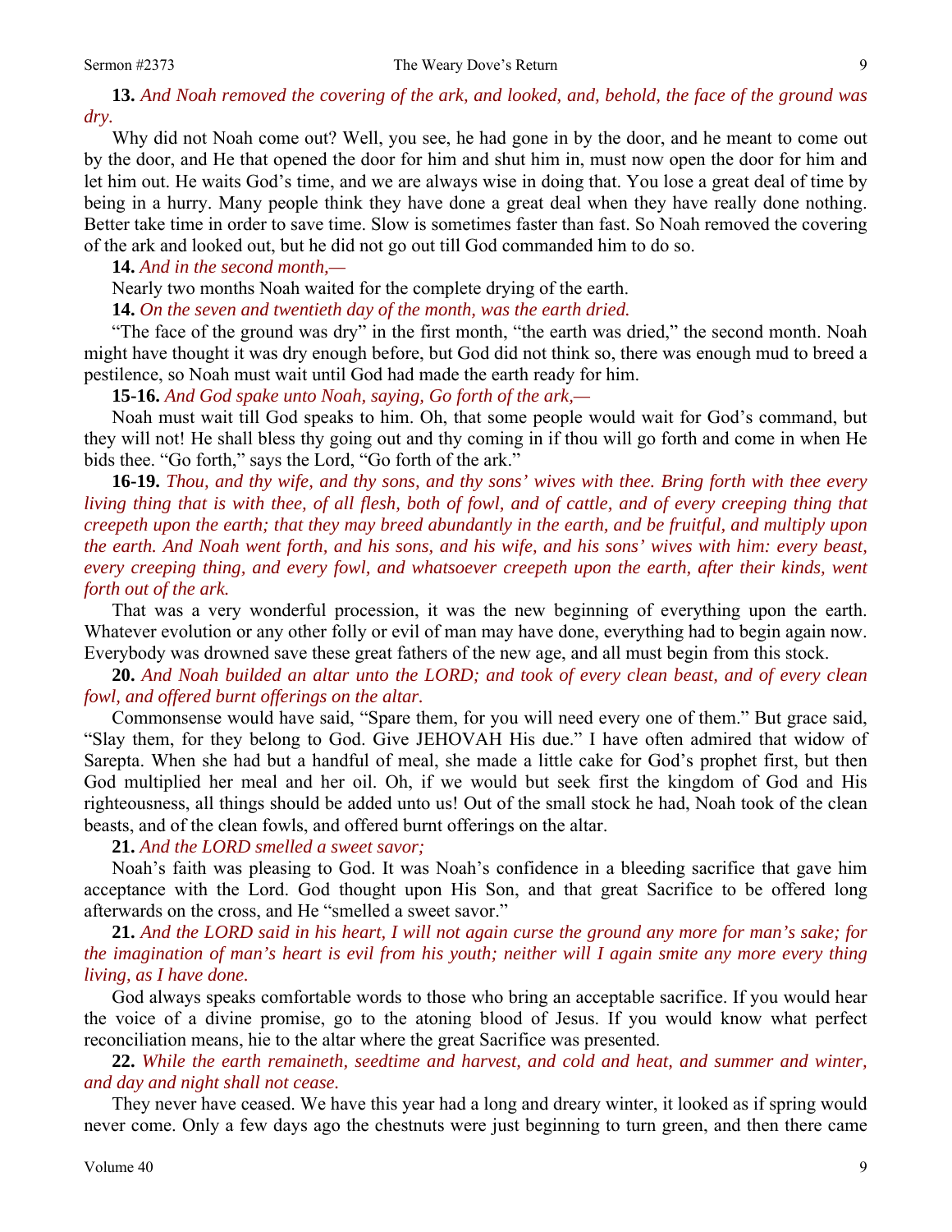**13.** *And Noah removed the covering of the ark, and looked, and, behold, the face of the ground was dry.*

Why did not Noah come out? Well, you see, he had gone in by the door, and he meant to come out by the door, and He that opened the door for him and shut him in, must now open the door for him and let him out. He waits God's time, and we are always wise in doing that. You lose a great deal of time by being in a hurry. Many people think they have done a great deal when they have really done nothing. Better take time in order to save time. Slow is sometimes faster than fast. So Noah removed the covering of the ark and looked out, but he did not go out till God commanded him to do so.

**14.** *And in the second month,—*

Nearly two months Noah waited for the complete drying of the earth.

**14.** *On the seven and twentieth day of the month, was the earth dried.*

"The face of the ground was dry" in the first month, "the earth was dried," the second month. Noah might have thought it was dry enough before, but God did not think so, there was enough mud to breed a pestilence, so Noah must wait until God had made the earth ready for him.

**15-16.** *And God spake unto Noah, saying, Go forth of the ark,—*

Noah must wait till God speaks to him. Oh, that some people would wait for God's command, but they will not! He shall bless thy going out and thy coming in if thou will go forth and come in when He bids thee. "Go forth," says the Lord, "Go forth of the ark."

**16-19.** *Thou, and thy wife, and thy sons, and thy sons' wives with thee. Bring forth with thee every living thing that is with thee, of all flesh, both of fowl, and of cattle, and of every creeping thing that creepeth upon the earth; that they may breed abundantly in the earth, and be fruitful, and multiply upon the earth. And Noah went forth, and his sons, and his wife, and his sons' wives with him: every beast, every creeping thing, and every fowl, and whatsoever creepeth upon the earth, after their kinds, went forth out of the ark.*

That was a very wonderful procession, it was the new beginning of everything upon the earth. Whatever evolution or any other folly or evil of man may have done, everything had to begin again now. Everybody was drowned save these great fathers of the new age, and all must begin from this stock.

**20.** *And Noah builded an altar unto the LORD; and took of every clean beast, and of every clean fowl, and offered burnt offerings on the altar.*

Commonsense would have said, "Spare them, for you will need every one of them." But grace said, "Slay them, for they belong to God. Give JEHOVAH His due." I have often admired that widow of Sarepta. When she had but a handful of meal, she made a little cake for God's prophet first, but then God multiplied her meal and her oil. Oh, if we would but seek first the kingdom of God and His righteousness, all things should be added unto us! Out of the small stock he had, Noah took of the clean beasts, and of the clean fowls, and offered burnt offerings on the altar.

**21.** *And the LORD smelled a sweet savor;*

Noah's faith was pleasing to God. It was Noah's confidence in a bleeding sacrifice that gave him acceptance with the Lord. God thought upon His Son, and that great Sacrifice to be offered long afterwards on the cross, and He "smelled a sweet savor."

**21.** *And the LORD said in his heart, I will not again curse the ground any more for man's sake; for the imagination of man's heart is evil from his youth; neither will I again smite any more every thing living, as I have done.*

God always speaks comfortable words to those who bring an acceptable sacrifice. If you would hear the voice of a divine promise, go to the atoning blood of Jesus. If you would know what perfect reconciliation means, hie to the altar where the great Sacrifice was presented.

**22.** *While the earth remaineth, seedtime and harvest, and cold and heat, and summer and winter, and day and night shall not cease.*

They never have ceased. We have this year had a long and dreary winter, it looked as if spring would never come. Only a few days ago the chestnuts were just beginning to turn green, and then there came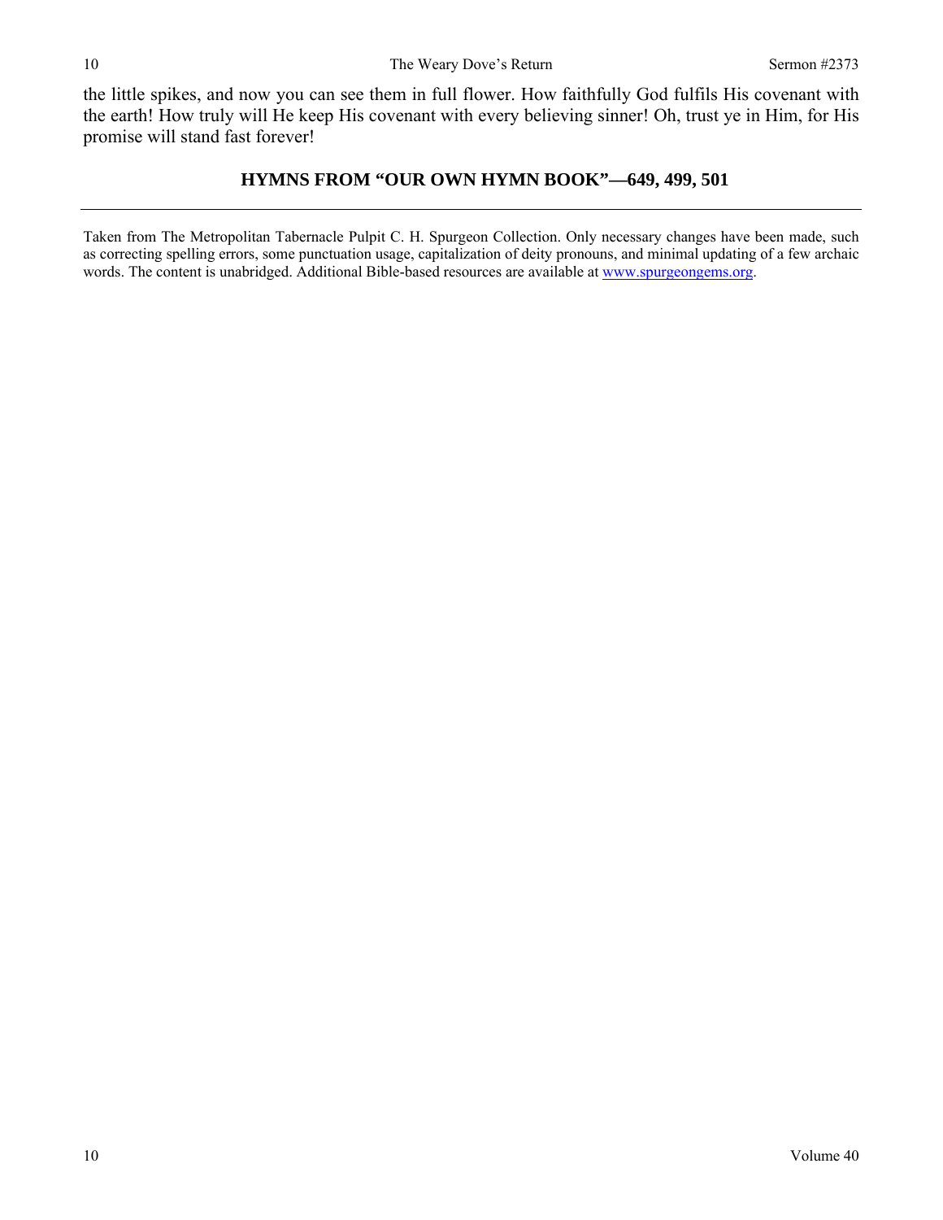the little spikes, and now you can see them in full flower. How faithfully God fulfils His covenant with the earth! How truly will He keep His covenant with every believing sinner! Oh, trust ye in Him, for His promise will stand fast forever!

**HYMNS FROM "OUR OWN HYMN BOOK"—649, 499, 501**

---

Taken from The Metropolitan Tabernacle Pulpit C. H. Spurgeon Collection. Only necessary changes have been made, such as correcting spelling errors, some punctuation usage, capitalization of deity pronouns, and minimal updating of a few archaic words. The content is unabridged. Additional Bible-based resources are available at www.spurgeongems.org.